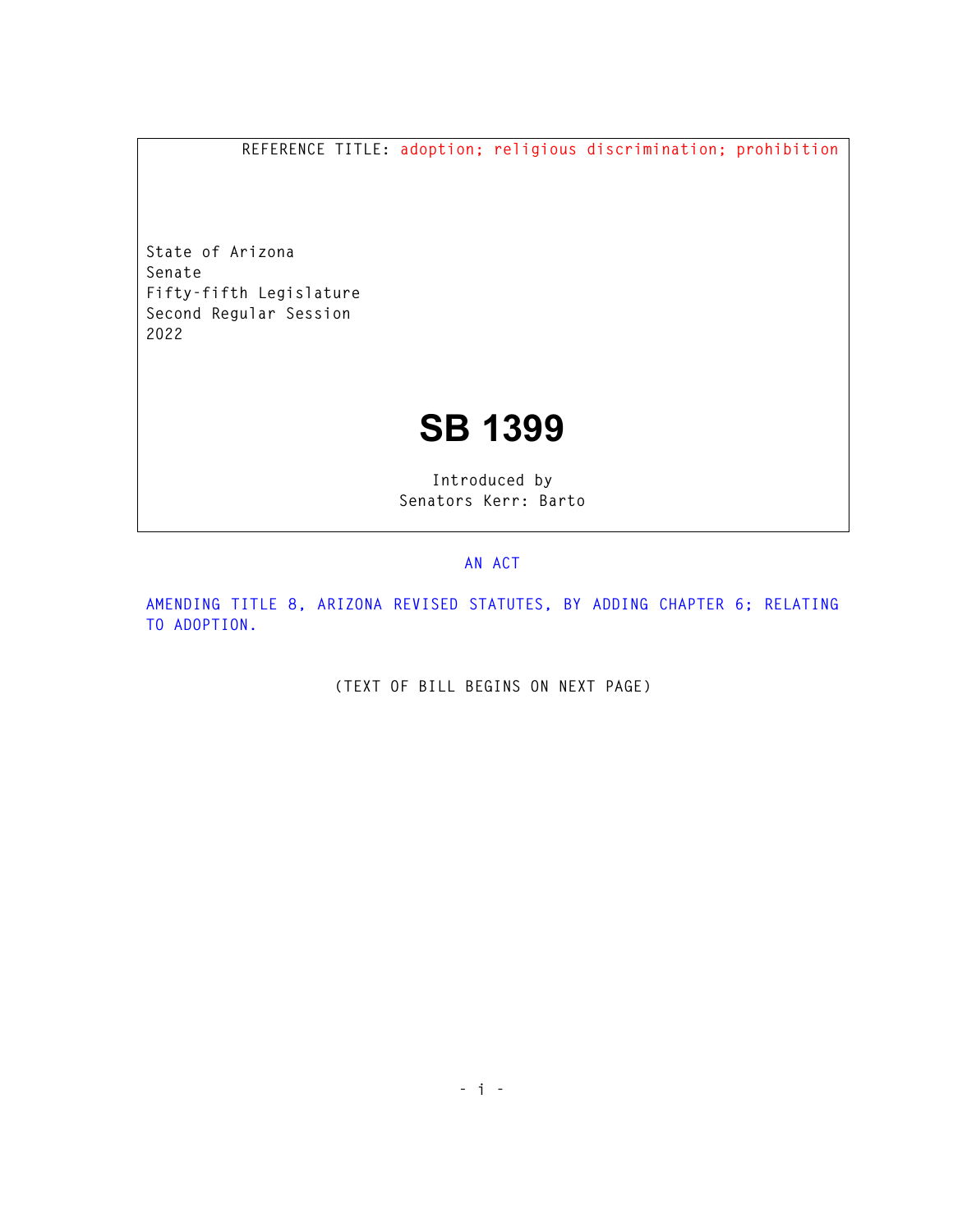REFERENCE TITLE: adoption; religious discrimination; prohibition

State of Arizona
Senate
Fifty-fifth Legislature
Second Regular Session
2022

# SB 1399

Introduced by
Senators Kerr: Barto

AN ACT

AMENDING TITLE 8, ARIZONA REVISED STATUTES, BY ADDING CHAPTER 6; RELATING TO ADOPTION.

(TEXT OF BILL BEGINS ON NEXT PAGE)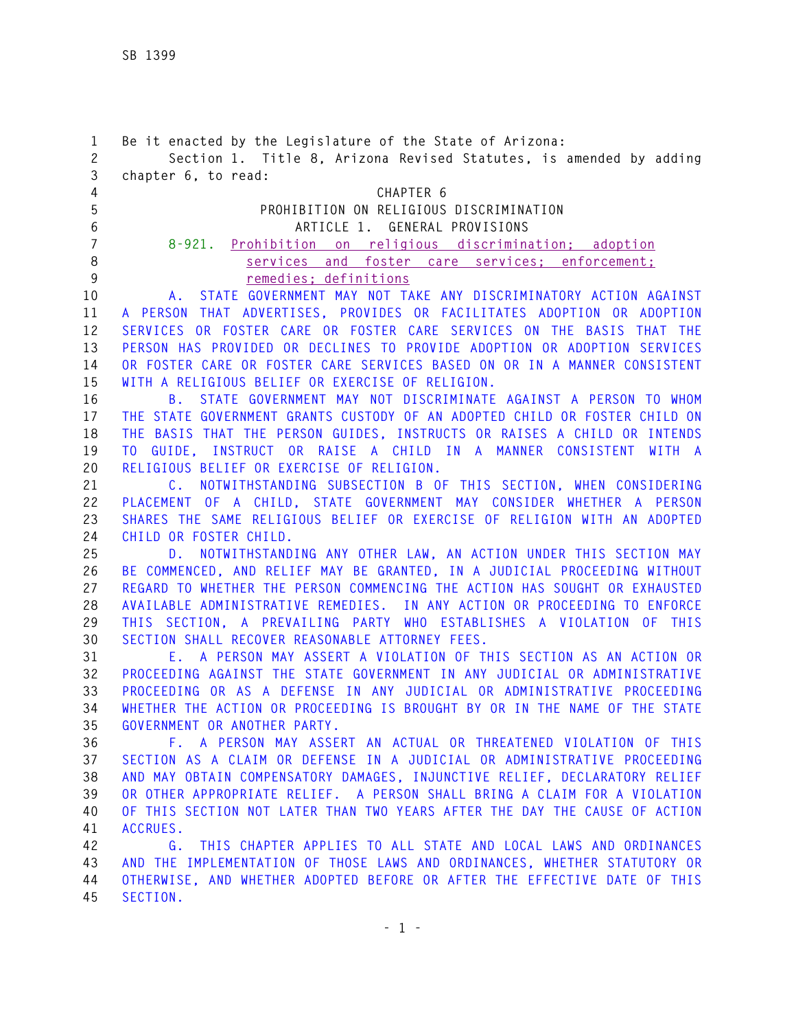Be it enacted by the Legislature of the State of Arizona:

Section 1. Title 8, Arizona Revised Statutes, is amended by adding chapter 6, to read:

CHAPTER 6

PROHIBITION ON RELIGIOUS DISCRIMINATION

ARTICLE 1. GENERAL PROVISIONS

8-921. Prohibition on religious discrimination; adoption services and foster care services; enforcement; remedies; definitions

A. STATE GOVERNMENT MAY NOT TAKE ANY DISCRIMINATORY ACTION AGAINST A PERSON THAT ADVERTISES, PROVIDES OR FACILITATES ADOPTION OR ADOPTION SERVICES OR FOSTER CARE OR FOSTER CARE SERVICES ON THE BASIS THAT THE PERSON HAS PROVIDED OR DECLINES TO PROVIDE ADOPTION OR ADOPTION SERVICES OR FOSTER CARE OR FOSTER CARE SERVICES BASED ON OR IN A MANNER CONSISTENT WITH A RELIGIOUS BELIEF OR EXERCISE OF RELIGION.

B. STATE GOVERNMENT MAY NOT DISCRIMINATE AGAINST A PERSON TO WHOM THE STATE GOVERNMENT GRANTS CUSTODY OF AN ADOPTED CHILD OR FOSTER CHILD ON THE BASIS THAT THE PERSON GUIDES, INSTRUCTS OR RAISES A CHILD OR INTENDS TO GUIDE, INSTRUCT OR RAISE A CHILD IN A MANNER CONSISTENT WITH A RELIGIOUS BELIEF OR EXERCISE OF RELIGION.

C. NOTWITHSTANDING SUBSECTION B OF THIS SECTION, WHEN CONSIDERING PLACEMENT OF A CHILD, STATE GOVERNMENT MAY CONSIDER WHETHER A PERSON SHARES THE SAME RELIGIOUS BELIEF OR EXERCISE OF RELIGION WITH AN ADOPTED CHILD OR FOSTER CHILD.

D. NOTWITHSTANDING ANY OTHER LAW, AN ACTION UNDER THIS SECTION MAY BE COMMENCED, AND RELIEF MAY BE GRANTED, IN A JUDICIAL PROCEEDING WITHOUT REGARD TO WHETHER THE PERSON COMMENCING THE ACTION HAS SOUGHT OR EXHAUSTED AVAILABLE ADMINISTRATIVE REMEDIES. IN ANY ACTION OR PROCEEDING TO ENFORCE THIS SECTION, A PREVAILING PARTY WHO ESTABLISHES A VIOLATION OF THIS SECTION SHALL RECOVER REASONABLE ATTORNEY FEES.

E. A PERSON MAY ASSERT A VIOLATION OF THIS SECTION AS AN ACTION OR PROCEEDING AGAINST THE STATE GOVERNMENT IN ANY JUDICIAL OR ADMINISTRATIVE PROCEEDING OR AS A DEFENSE IN ANY JUDICIAL OR ADMINISTRATIVE PROCEEDING WHETHER THE ACTION OR PROCEEDING IS BROUGHT BY OR IN THE NAME OF THE STATE GOVERNMENT OR ANOTHER PARTY.

F. A PERSON MAY ASSERT AN ACTUAL OR THREATENED VIOLATION OF THIS SECTION AS A CLAIM OR DEFENSE IN A JUDICIAL OR ADMINISTRATIVE PROCEEDING AND MAY OBTAIN COMPENSATORY DAMAGES, INJUNCTIVE RELIEF, DECLARATORY RELIEF OR OTHER APPROPRIATE RELIEF. A PERSON SHALL BRING A CLAIM FOR A VIOLATION OF THIS SECTION NOT LATER THAN TWO YEARS AFTER THE DAY THE CAUSE OF ACTION ACCRUES.

G. THIS CHAPTER APPLIES TO ALL STATE AND LOCAL LAWS AND ORDINANCES AND THE IMPLEMENTATION OF THOSE LAWS AND ORDINANCES, WHETHER STATUTORY OR OTHERWISE, AND WHETHER ADOPTED BEFORE OR AFTER THE EFFECTIVE DATE OF THIS SECTION.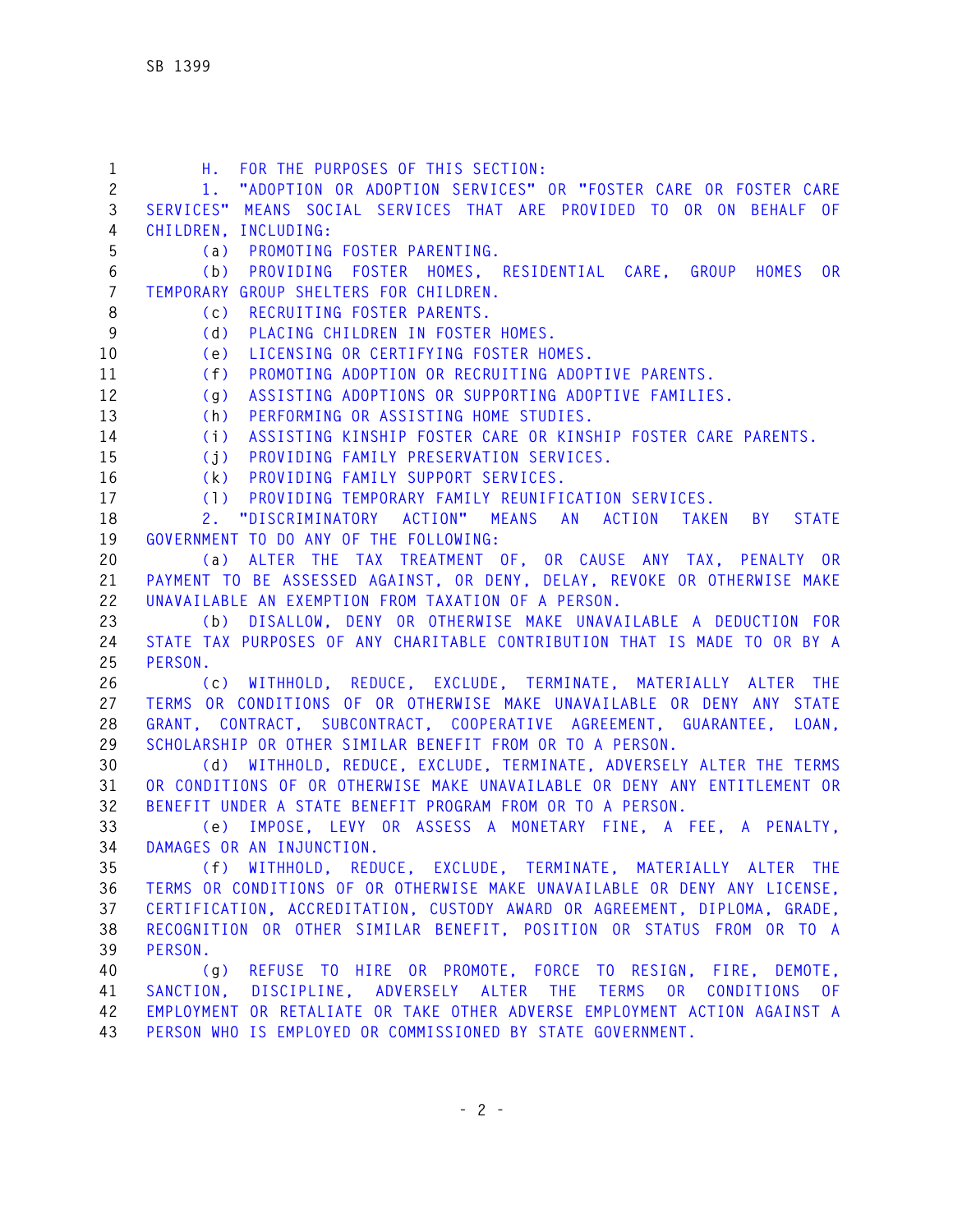H. FOR THE PURPOSES OF THIS SECTION:

1. "ADOPTION OR ADOPTION SERVICES" OR "FOSTER CARE OR FOSTER CARE SERVICES" MEANS SOCIAL SERVICES THAT ARE PROVIDED TO OR ON BEHALF OF CHILDREN, INCLUDING:

(a) PROMOTING FOSTER PARENTING.

(b) PROVIDING FOSTER HOMES, RESIDENTIAL CARE, GROUP HOMES OR TEMPORARY GROUP SHELTERS FOR CHILDREN.

(c) RECRUITING FOSTER PARENTS.

(d) PLACING CHILDREN IN FOSTER HOMES.

(e) LICENSING OR CERTIFYING FOSTER HOMES.

(f) PROMOTING ADOPTION OR RECRUITING ADOPTIVE PARENTS.

(g) ASSISTING ADOPTIONS OR SUPPORTING ADOPTIVE FAMILIES.

(h) PERFORMING OR ASSISTING HOME STUDIES.

(i) ASSISTING KINSHIP FOSTER CARE OR KINSHIP FOSTER CARE PARENTS.

(j) PROVIDING FAMILY PRESERVATION SERVICES.

(k) PROVIDING FAMILY SUPPORT SERVICES.

(l) PROVIDING TEMPORARY FAMILY REUNIFICATION SERVICES.

2. "DISCRIMINATORY ACTION" MEANS AN ACTION TAKEN BY STATE GOVERNMENT TO DO ANY OF THE FOLLOWING:

(a) ALTER THE TAX TREATMENT OF, OR CAUSE ANY TAX, PENALTY OR PAYMENT TO BE ASSESSED AGAINST, OR DENY, DELAY, REVOKE OR OTHERWISE MAKE UNAVAILABLE AN EXEMPTION FROM TAXATION OF A PERSON.

(b) DISALLOW, DENY OR OTHERWISE MAKE UNAVAILABLE A DEDUCTION FOR STATE TAX PURPOSES OF ANY CHARITABLE CONTRIBUTION THAT IS MADE TO OR BY A PERSON.

(c) WITHHOLD, REDUCE, EXCLUDE, TERMINATE, MATERIALLY ALTER THE TERMS OR CONDITIONS OF OR OTHERWISE MAKE UNAVAILABLE OR DENY ANY STATE GRANT, CONTRACT, SUBCONTRACT, COOPERATIVE AGREEMENT, GUARANTEE, LOAN, SCHOLARSHIP OR OTHER SIMILAR BENEFIT FROM OR TO A PERSON.

(d) WITHHOLD, REDUCE, EXCLUDE, TERMINATE, ADVERSELY ALTER THE TERMS OR CONDITIONS OF OR OTHERWISE MAKE UNAVAILABLE OR DENY ANY ENTITLEMENT OR BENEFIT UNDER A STATE BENEFIT PROGRAM FROM OR TO A PERSON.

(e) IMPOSE, LEVY OR ASSESS A MONETARY FINE, A FEE, A PENALTY, DAMAGES OR AN INJUNCTION.

(f) WITHHOLD, REDUCE, EXCLUDE, TERMINATE, MATERIALLY ALTER THE TERMS OR CONDITIONS OF OR OTHERWISE MAKE UNAVAILABLE OR DENY ANY LICENSE, CERTIFICATION, ACCREDITATION, CUSTODY AWARD OR AGREEMENT, DIPLOMA, GRADE, RECOGNITION OR OTHER SIMILAR BENEFIT, POSITION OR STATUS FROM OR TO A PERSON.

(g) REFUSE TO HIRE OR PROMOTE, FORCE TO RESIGN, FIRE, DEMOTE, SANCTION, DISCIPLINE, ADVERSELY ALTER THE TERMS OR CONDITIONS OF EMPLOYMENT OR RETALIATE OR TAKE OTHER ADVERSE EMPLOYMENT ACTION AGAINST A PERSON WHO IS EMPLOYED OR COMMISSIONED BY STATE GOVERNMENT.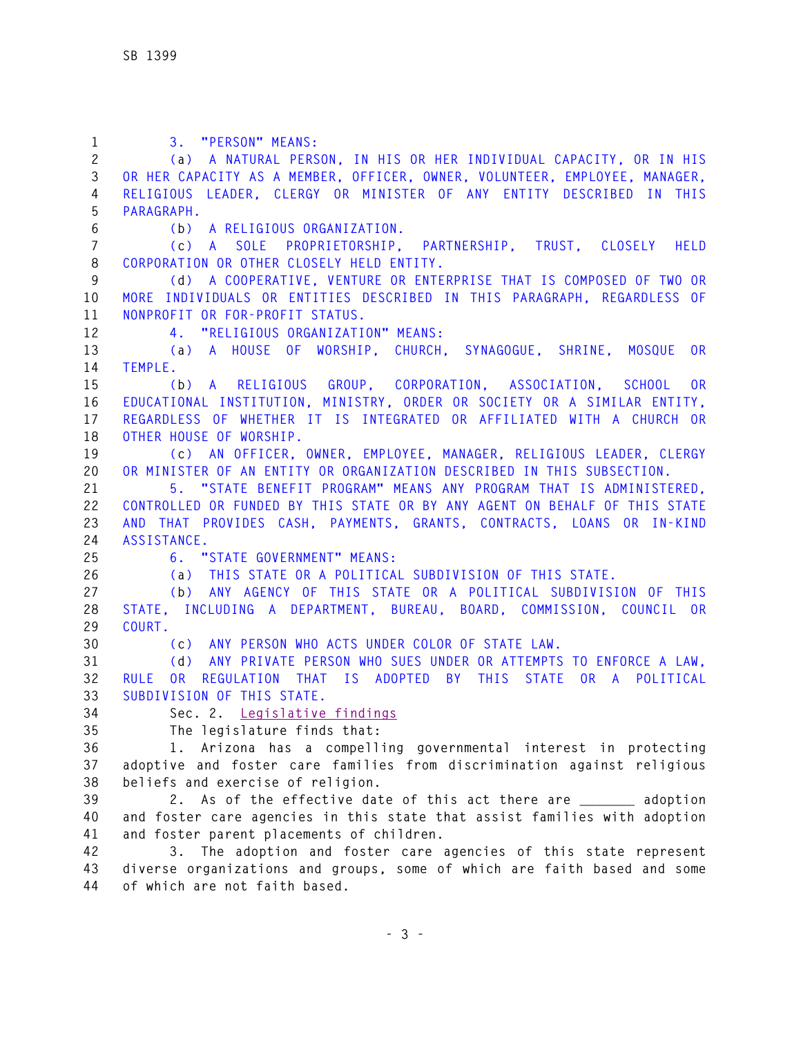3. "PERSON" MEANS:

(a) A NATURAL PERSON, IN HIS OR HER INDIVIDUAL CAPACITY, OR IN HIS OR HER CAPACITY AS A MEMBER, OFFICER, OWNER, VOLUNTEER, EMPLOYEE, MANAGER, RELIGIOUS LEADER, CLERGY OR MINISTER OF ANY ENTITY DESCRIBED IN THIS PARAGRAPH.

(b) A RELIGIOUS ORGANIZATION.

(c) A SOLE PROPRIETORSHIP, PARTNERSHIP, TRUST, CLOSELY HELD CORPORATION OR OTHER CLOSELY HELD ENTITY.

(d) A COOPERATIVE, VENTURE OR ENTERPRISE THAT IS COMPOSED OF TWO OR MORE INDIVIDUALS OR ENTITIES DESCRIBED IN THIS PARAGRAPH, REGARDLESS OF NONPROFIT OR FOR-PROFIT STATUS.

4. "RELIGIOUS ORGANIZATION" MEANS:

(a) A HOUSE OF WORSHIP, CHURCH, SYNAGOGUE, SHRINE, MOSQUE OR TEMPLE.

(b) A RELIGIOUS GROUP, CORPORATION, ASSOCIATION, SCHOOL OR EDUCATIONAL INSTITUTION, MINISTRY, ORDER OR SOCIETY OR A SIMILAR ENTITY, REGARDLESS OF WHETHER IT IS INTEGRATED OR AFFILIATED WITH A CHURCH OR OTHER HOUSE OF WORSHIP.

(c) AN OFFICER, OWNER, EMPLOYEE, MANAGER, RELIGIOUS LEADER, CLERGY OR MINISTER OF AN ENTITY OR ORGANIZATION DESCRIBED IN THIS SUBSECTION.

5. "STATE BENEFIT PROGRAM" MEANS ANY PROGRAM THAT IS ADMINISTERED, CONTROLLED OR FUNDED BY THIS STATE OR BY ANY AGENT ON BEHALF OF THIS STATE AND THAT PROVIDES CASH, PAYMENTS, GRANTS, CONTRACTS, LOANS OR IN-KIND ASSISTANCE.

6. "STATE GOVERNMENT" MEANS:

(a) THIS STATE OR A POLITICAL SUBDIVISION OF THIS STATE.

(b) ANY AGENCY OF THIS STATE OR A POLITICAL SUBDIVISION OF THIS STATE, INCLUDING A DEPARTMENT, BUREAU, BOARD, COMMISSION, COUNCIL OR COURT.

(c) ANY PERSON WHO ACTS UNDER COLOR OF STATE LAW.

(d) ANY PRIVATE PERSON WHO SUES UNDER OR ATTEMPTS TO ENFORCE A LAW, RULE OR REGULATION THAT IS ADOPTED BY THIS STATE OR A POLITICAL SUBDIVISION OF THIS STATE.

Sec. 2. Legislative findings

The legislature finds that:

1. Arizona has a compelling governmental interest in protecting adoptive and foster care families from discrimination against religious beliefs and exercise of religion.

2. As of the effective date of this act there are _______ adoption and foster care agencies in this state that assist families with adoption and foster parent placements of children.

3. The adoption and foster care agencies of this state represent diverse organizations and groups, some of which are faith based and some of which are not faith based.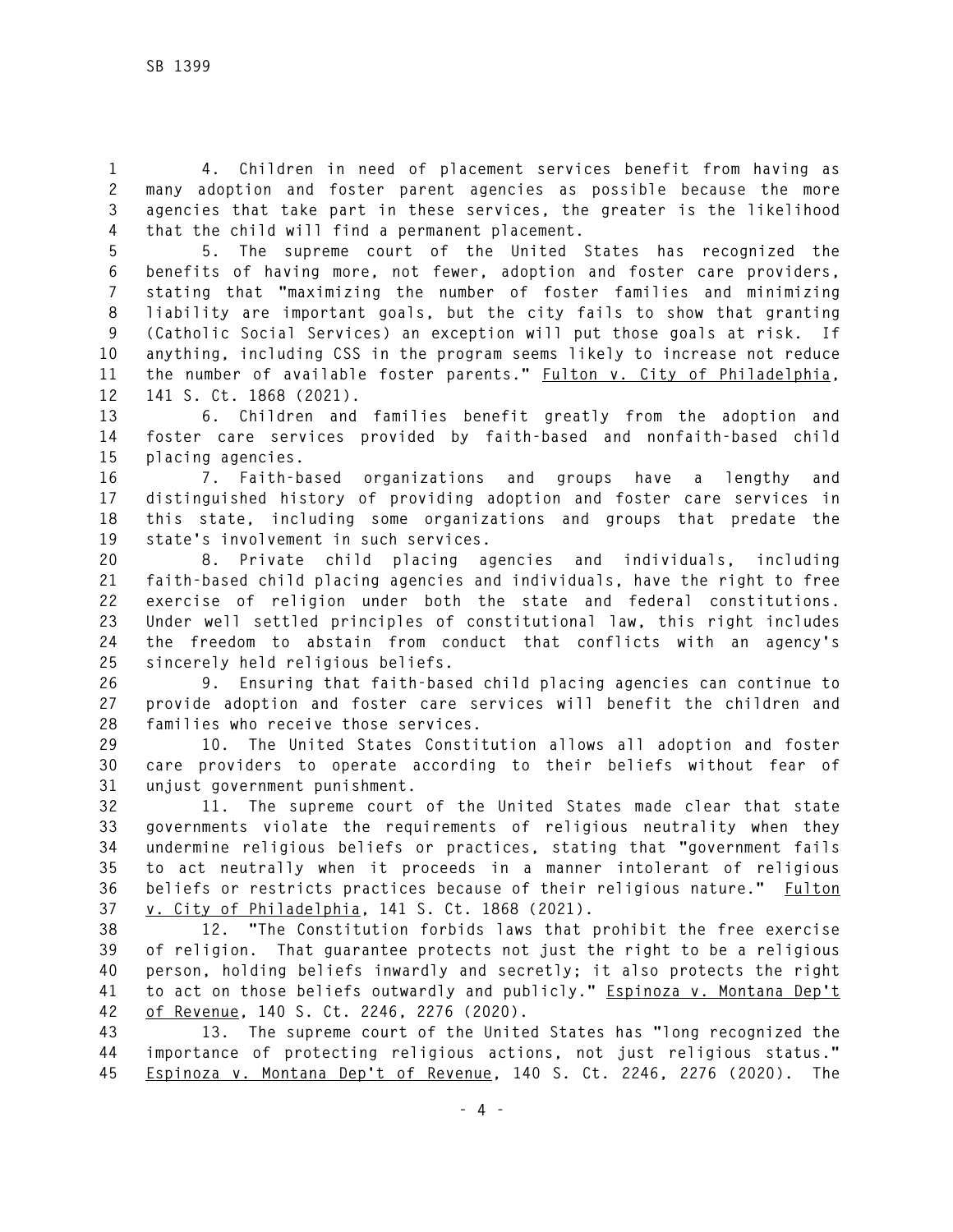4. Children in need of placement services benefit from having as many adoption and foster parent agencies as possible because the more agencies that take part in these services, the greater is the likelihood that the child will find a permanent placement.

5. The supreme court of the United States has recognized the benefits of having more, not fewer, adoption and foster care providers, stating that "maximizing the number of foster families and minimizing liability are important goals, but the city fails to show that granting (Catholic Social Services) an exception will put those goals at risk. If anything, including CSS in the program seems likely to increase not reduce the number of available foster parents." Fulton v. City of Philadelphia, 141 S. Ct. 1868 (2021).

6. Children and families benefit greatly from the adoption and foster care services provided by faith-based and nonfaith-based child placing agencies.

7. Faith-based organizations and groups have a lengthy and distinguished history of providing adoption and foster care services in this state, including some organizations and groups that predate the state's involvement in such services.

8. Private child placing agencies and individuals, including faith-based child placing agencies and individuals, have the right to free exercise of religion under both the state and federal constitutions. Under well settled principles of constitutional law, this right includes the freedom to abstain from conduct that conflicts with an agency's sincerely held religious beliefs.

9. Ensuring that faith-based child placing agencies can continue to provide adoption and foster care services will benefit the children and families who receive those services.

10. The United States Constitution allows all adoption and foster care providers to operate according to their beliefs without fear of unjust government punishment.

11. The supreme court of the United States made clear that state governments violate the requirements of religious neutrality when they undermine religious beliefs or practices, stating that "government fails to act neutrally when it proceeds in a manner intolerant of religious beliefs or restricts practices because of their religious nature." Fulton v. City of Philadelphia, 141 S. Ct. 1868 (2021).

12. "The Constitution forbids laws that prohibit the free exercise of religion. That guarantee protects not just the right to be a religious person, holding beliefs inwardly and secretly; it also protects the right to act on those beliefs outwardly and publicly." Espinoza v. Montana Dep't of Revenue, 140 S. Ct. 2246, 2276 (2020).

13. The supreme court of the United States has "long recognized the importance of protecting religious actions, not just religious status." Espinoza v. Montana Dep't of Revenue, 140 S. Ct. 2246, 2276 (2020). The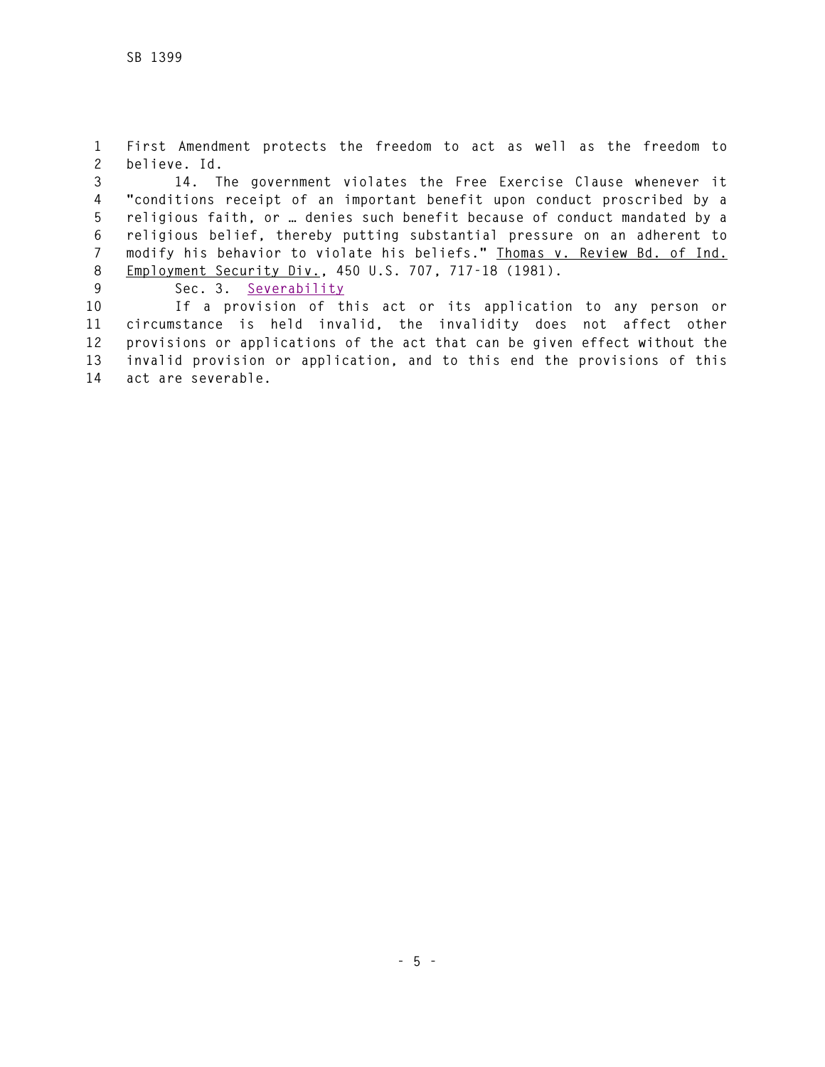First Amendment protects the freedom to act as well as the freedom to believe. Id.

14. The government violates the Free Exercise Clause whenever it "conditions receipt of an important benefit upon conduct proscribed by a religious faith, or … denies such benefit because of conduct mandated by a religious belief, thereby putting substantial pressure on an adherent to modify his behavior to violate his beliefs." Thomas v. Review Bd. of Ind. Employment Security Div., 450 U.S. 707, 717-18 (1981).

Sec. 3. Severability

If a provision of this act or its application to any person or circumstance is held invalid, the invalidity does not affect other provisions or applications of the act that can be given effect without the invalid provision or application, and to this end the provisions of this act are severable.